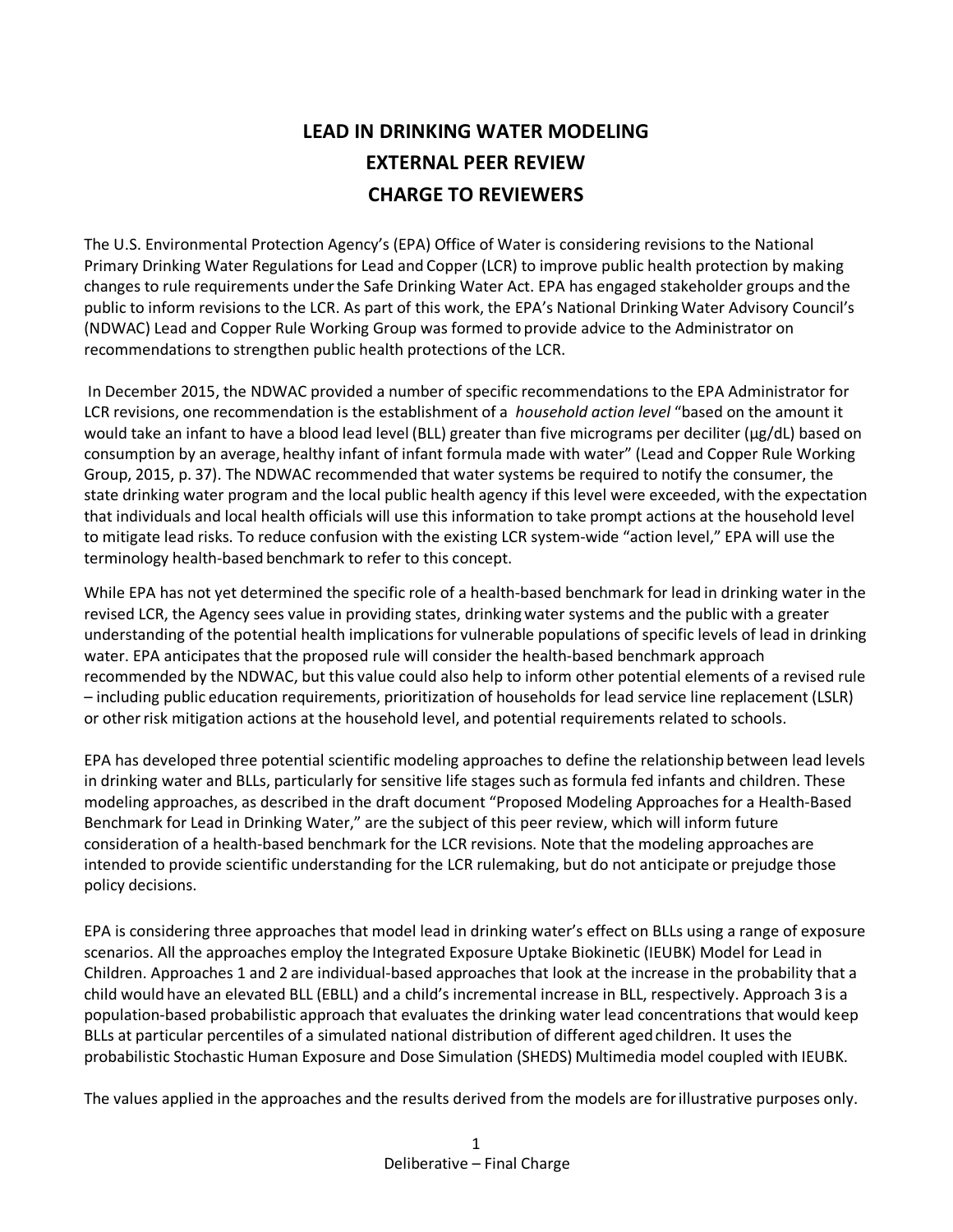# LEAD IN DRINKING WATER MODELING
# EXTERNAL PEER REVIEW
# CHARGE TO REVIEWERS

The U.S. Environmental Protection Agency's (EPA) Office of Water is considering revisions to the National Primary Drinking Water Regulations for Lead and Copper (LCR) to improve public health protection by making changes to rule requirements under the Safe Drinking Water Act. EPA has engaged stakeholder groups and the public to inform revisions to the LCR. As part of this work, the EPA's National Drinking Water Advisory Council's (NDWAC) Lead and Copper Rule Working Group was formed to provide advice to the Administrator on recommendations to strengthen public health protections of the LCR.

In December 2015, the NDWAC provided a number of specific recommendations to the EPA Administrator for LCR revisions, one recommendation is the establishment of a *household action level* "based on the amount it would take an infant to have a blood lead level (BLL) greater than five micrograms per deciliter (µg/dL) based on consumption by an average, healthy infant of infant formula made with water" (Lead and Copper Rule Working Group, 2015, p. 37). The NDWAC recommended that water systems be required to notify the consumer, the state drinking water program and the local public health agency if this level were exceeded, with the expectation that individuals and local health officials will use this information to take prompt actions at the household level to mitigate lead risks. To reduce confusion with the existing LCR system-wide "action level," EPA will use the terminology health-based benchmark to refer to this concept.

While EPA has not yet determined the specific role of a health-based benchmark for lead in drinking water in the revised LCR, the Agency sees value in providing states, drinking water systems and the public with a greater understanding of the potential health implications for vulnerable populations of specific levels of lead in drinking water. EPA anticipates that the proposed rule will consider the health-based benchmark approach recommended by the NDWAC, but this value could also help to inform other potential elements of a revised rule – including public education requirements, prioritization of households for lead service line replacement (LSLR) or other risk mitigation actions at the household level, and potential requirements related to schools.

EPA has developed three potential scientific modeling approaches to define the relationship between lead levels in drinking water and BLLs, particularly for sensitive life stages such as formula fed infants and children. These modeling approaches, as described in the draft document "Proposed Modeling Approaches for a Health-Based Benchmark for Lead in Drinking Water," are the subject of this peer review, which will inform future consideration of a health-based benchmark for the LCR revisions. Note that the modeling approaches are intended to provide scientific understanding for the LCR rulemaking, but do not anticipate or prejudge those policy decisions.

EPA is considering three approaches that model lead in drinking water's effect on BLLs using a range of exposure scenarios. All the approaches employ the Integrated Exposure Uptake Biokinetic (IEUBK) Model for Lead in Children. Approaches 1 and 2 are individual-based approaches that look at the increase in the probability that a child would have an elevated BLL (EBLL) and a child's incremental increase in BLL, respectively. Approach 3 is a population-based probabilistic approach that evaluates the drinking water lead concentrations that would keep BLLs at particular percentiles of a simulated national distribution of different aged children. It uses the probabilistic Stochastic Human Exposure and Dose Simulation (SHEDS) Multimedia model coupled with IEUBK.

The values applied in the approaches and the results derived from the models are for illustrative purposes only.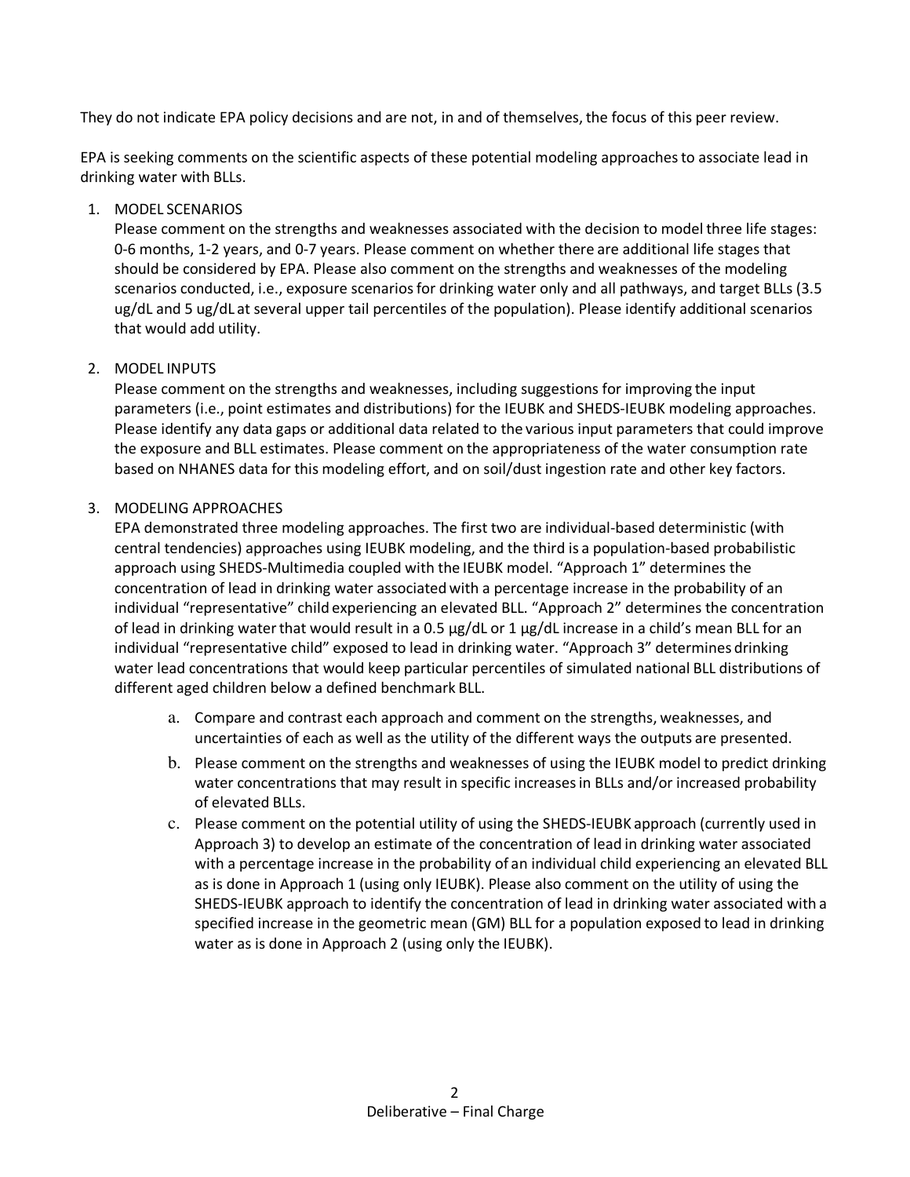They do not indicate EPA policy decisions and are not, in and of themselves, the focus of this peer review.

EPA is seeking comments on the scientific aspects of these potential modeling approaches to associate lead in drinking water with BLLs.

1. MODEL SCENARIOS
   Please comment on the strengths and weaknesses associated with the decision to model three life stages: 0-6 months, 1-2 years, and 0-7 years. Please comment on whether there are additional life stages that should be considered by EPA. Please also comment on the strengths and weaknesses of the modeling scenarios conducted, i.e., exposure scenarios for drinking water only and all pathways, and target BLLs (3.5 ug/dL and 5 ug/dL at several upper tail percentiles of the population). Please identify additional scenarios that would add utility.

2. MODEL INPUTS
   Please comment on the strengths and weaknesses, including suggestions for improving the input parameters (i.e., point estimates and distributions) for the IEUBK and SHEDS-IEUBK modeling approaches. Please identify any data gaps or additional data related to the various input parameters that could improve the exposure and BLL estimates. Please comment on the appropriateness of the water consumption rate based on NHANES data for this modeling effort, and on soil/dust ingestion rate and other key factors.

3. MODELING APPROACHES
   EPA demonstrated three modeling approaches. The first two are individual-based deterministic (with central tendencies) approaches using IEUBK modeling, and the third is a population-based probabilistic approach using SHEDS-Multimedia coupled with the IEUBK model. "Approach 1" determines the concentration of lead in drinking water associated with a percentage increase in the probability of an individual "representative" child experiencing an elevated BLL. "Approach 2" determines the concentration of lead in drinking water that would result in a 0.5 µg/dL or 1 µg/dL increase in a child's mean BLL for an individual "representative child" exposed to lead in drinking water. "Approach 3" determines drinking water lead concentrations that would keep particular percentiles of simulated national BLL distributions of different aged children below a defined benchmark BLL.

   a. Compare and contrast each approach and comment on the strengths, weaknesses, and uncertainties of each as well as the utility of the different ways the outputs are presented.
   b. Please comment on the strengths and weaknesses of using the IEUBK model to predict drinking water concentrations that may result in specific increases in BLLs and/or increased probability of elevated BLLs.
   c. Please comment on the potential utility of using the SHEDS-IEUBK approach (currently used in Approach 3) to develop an estimate of the concentration of lead in drinking water associated with a percentage increase in the probability of an individual child experiencing an elevated BLL as is done in Approach 1 (using only IEUBK). Please also comment on the utility of using the SHEDS-IEUBK approach to identify the concentration of lead in drinking water associated with a specified increase in the geometric mean (GM) BLL for a population exposed to lead in drinking water as is done in Approach 2 (using only the IEUBK).

Deliberative – Final Charge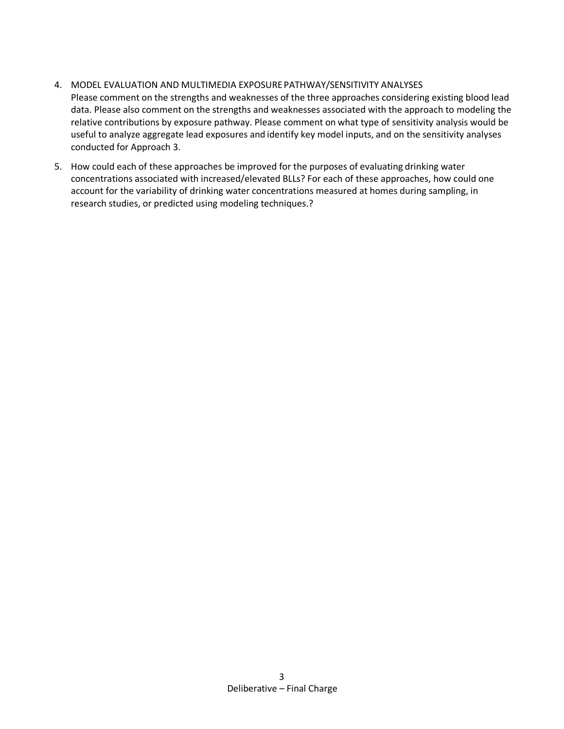4. MODEL EVALUATION AND MULTIMEDIA EXPOSURE PATHWAY/SENSITIVITY ANALYSES
   Please comment on the strengths and weaknesses of the three approaches considering existing blood lead data. Please also comment on the strengths and weaknesses associated with the approach to modeling the relative contributions by exposure pathway. Please comment on what type of sensitivity analysis would be useful to analyze aggregate lead exposures and identify key model inputs, and on the sensitivity analyses conducted for Approach 3.

5. How could each of these approaches be improved for the purposes of evaluating drinking water concentrations associated with increased/elevated BLLs? For each of these approaches, how could one account for the variability of drinking water concentrations measured at homes during sampling, in research studies, or predicted using modeling techniques.?

Deliberative – Final Charge